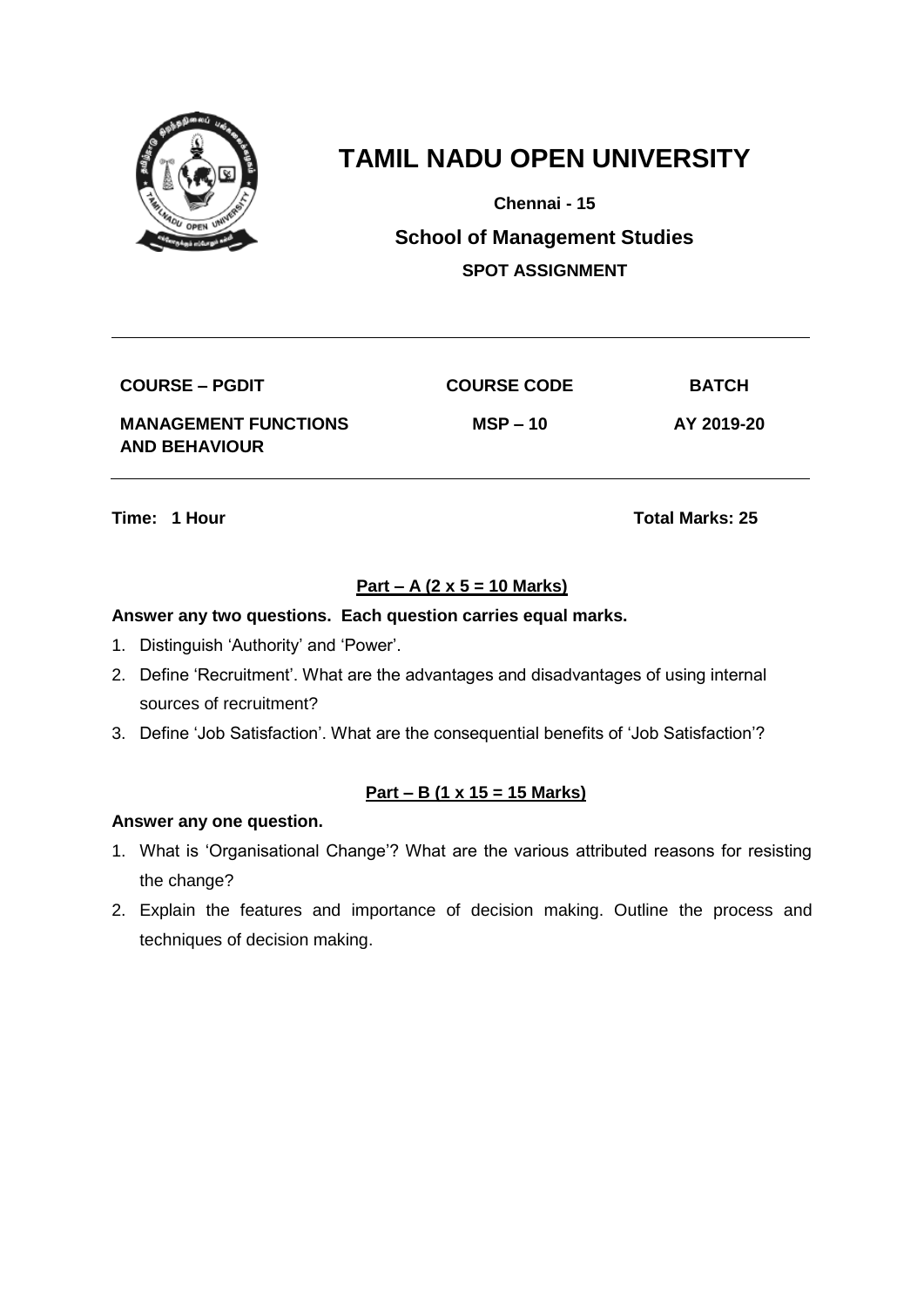# TAMIL NADU OPEN UNIVERSITY

**Chennai - 15**

## School of Management Studies

**SPOT ASSIGNMENT**

| COURSE – PGDIT | COURSE CODE | BATCH |
|---|---|---|
| **MANAGEMENT FUNCTIONS AND BEHAVIOUR** | **MSP – 10** | **AY 2019-20** |

**Time: 1 Hour** | **Total Marks: 25**

### Part – A (2 x 5 = 10 Marks)

**Answer any two questions. Each question carries equal marks.**

1. Distinguish 'Authority' and 'Power'.
2. Define 'Recruitment'. What are the advantages and disadvantages of using internal sources of recruitment?
3. Define 'Job Satisfaction'. What are the consequential benefits of 'Job Satisfaction'?

### Part – B (1 x 15 = 15 Marks)

**Answer any one question.**

1. What is 'Organisational Change'? What are the various attributed reasons for resisting the change?
2. Explain the features and importance of decision making. Outline the process and techniques of decision making.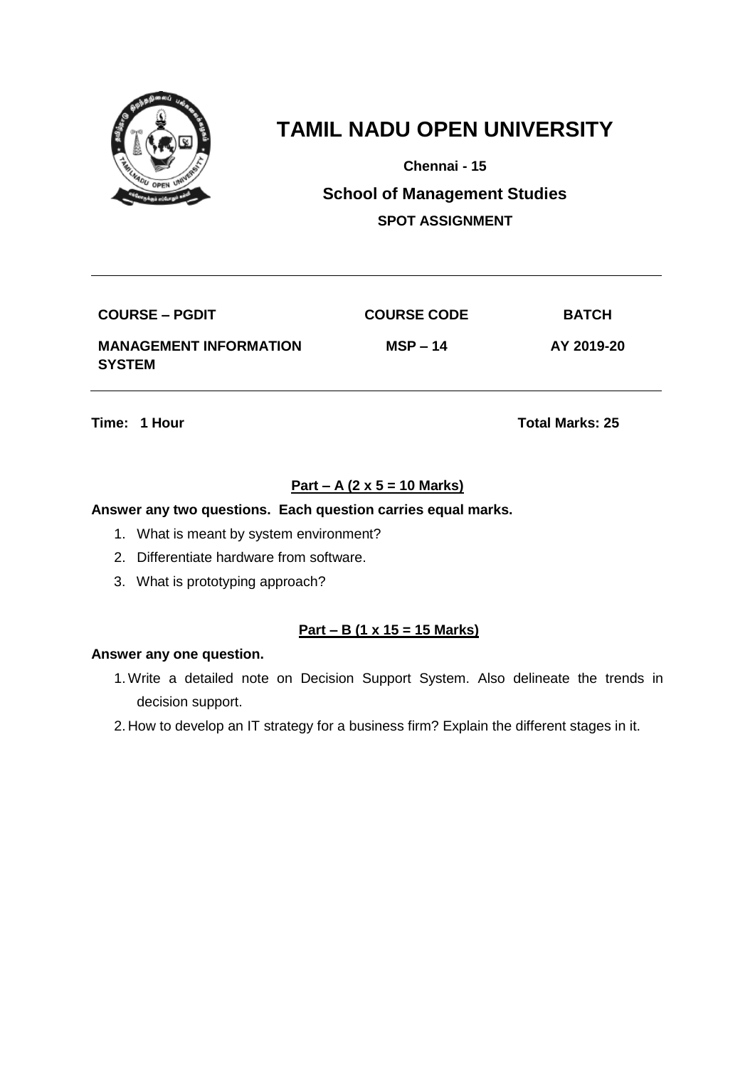# TAMIL NADU OPEN UNIVERSITY

**Chennai - 15**

## School of Management Studies

**SPOT ASSIGNMENT**

| COURSE – PGDIT | COURSE CODE | BATCH |
|---|---|---|
| **MANAGEMENT INFORMATION SYSTEM** | **MSP – 14** | **AY 2019-20** |

**Time: 1 Hour** **Total Marks: 25**

**Part – A (2 x 5 = 10 Marks)**

**Answer any two questions. Each question carries equal marks.**

1. What is meant by system environment?
2. Differentiate hardware from software.
3. What is prototyping approach?

**Part – B (1 x 15 = 15 Marks)**

**Answer any one question.**

1. Write a detailed note on Decision Support System. Also delineate the trends in decision support.
2. How to develop an IT strategy for a business firm? Explain the different stages in it.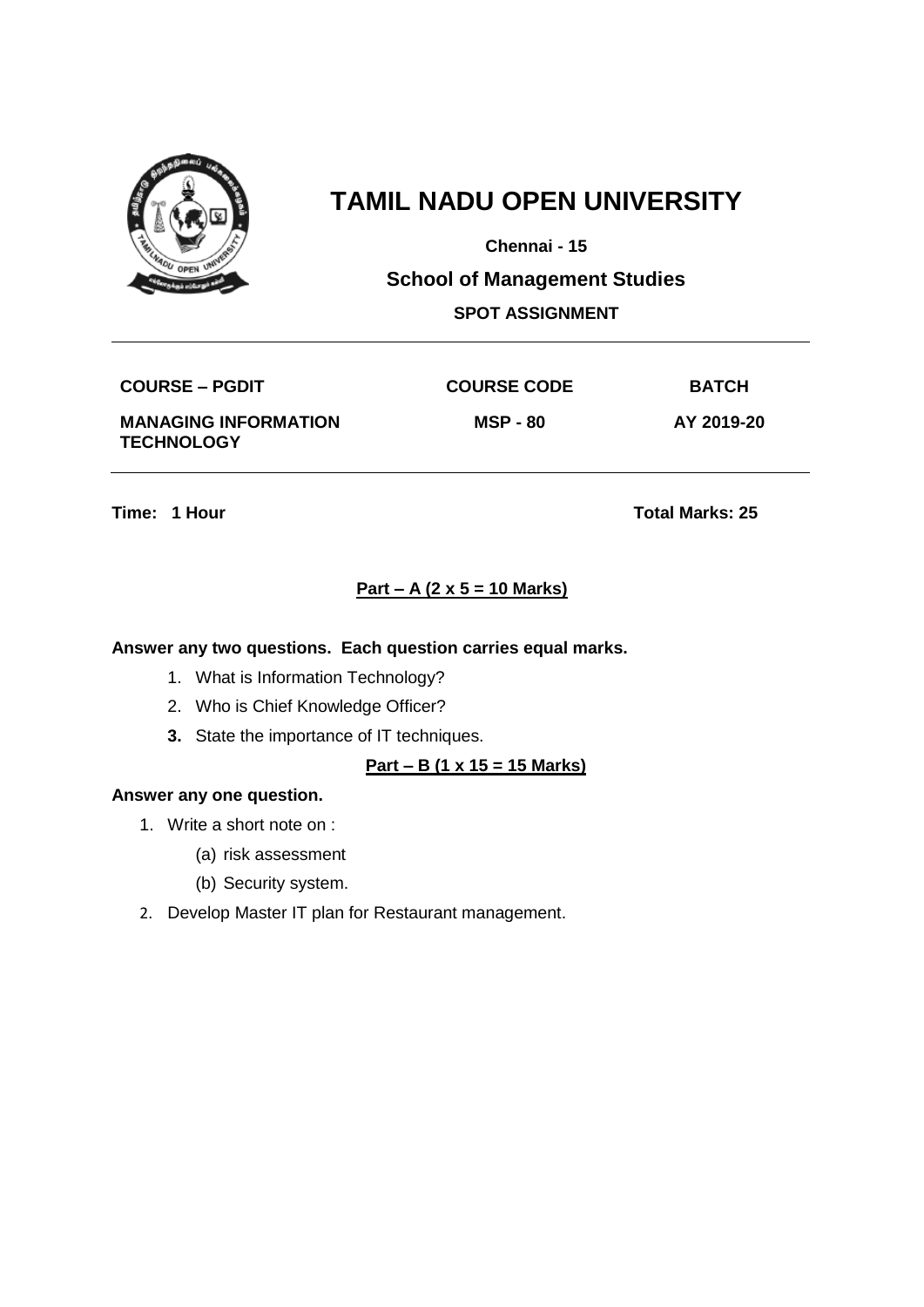# TAMIL NADU OPEN UNIVERSITY

**Chennai - 15**

## School of Management Studies

**SPOT ASSIGNMENT**

| COURSE – PGDIT | COURSE CODE | BATCH |
|---|---|---|
| MANAGING INFORMATION TECHNOLOGY | MSP - 80 | AY 2019-20 |

**Time: 1 Hour** **Total Marks: 25**

**Part – A (2 x 5 = 10 Marks)**

**Answer any two questions. Each question carries equal marks.**

1. What is Information Technology?
2. Who is Chief Knowledge Officer?
3. State the importance of IT techniques.

**Part – B (1 x 15 = 15 Marks)**

**Answer any one question.**

1. Write a short note on :
   (a) risk assessment
   (b) Security system.
2. Develop Master IT plan for Restaurant management.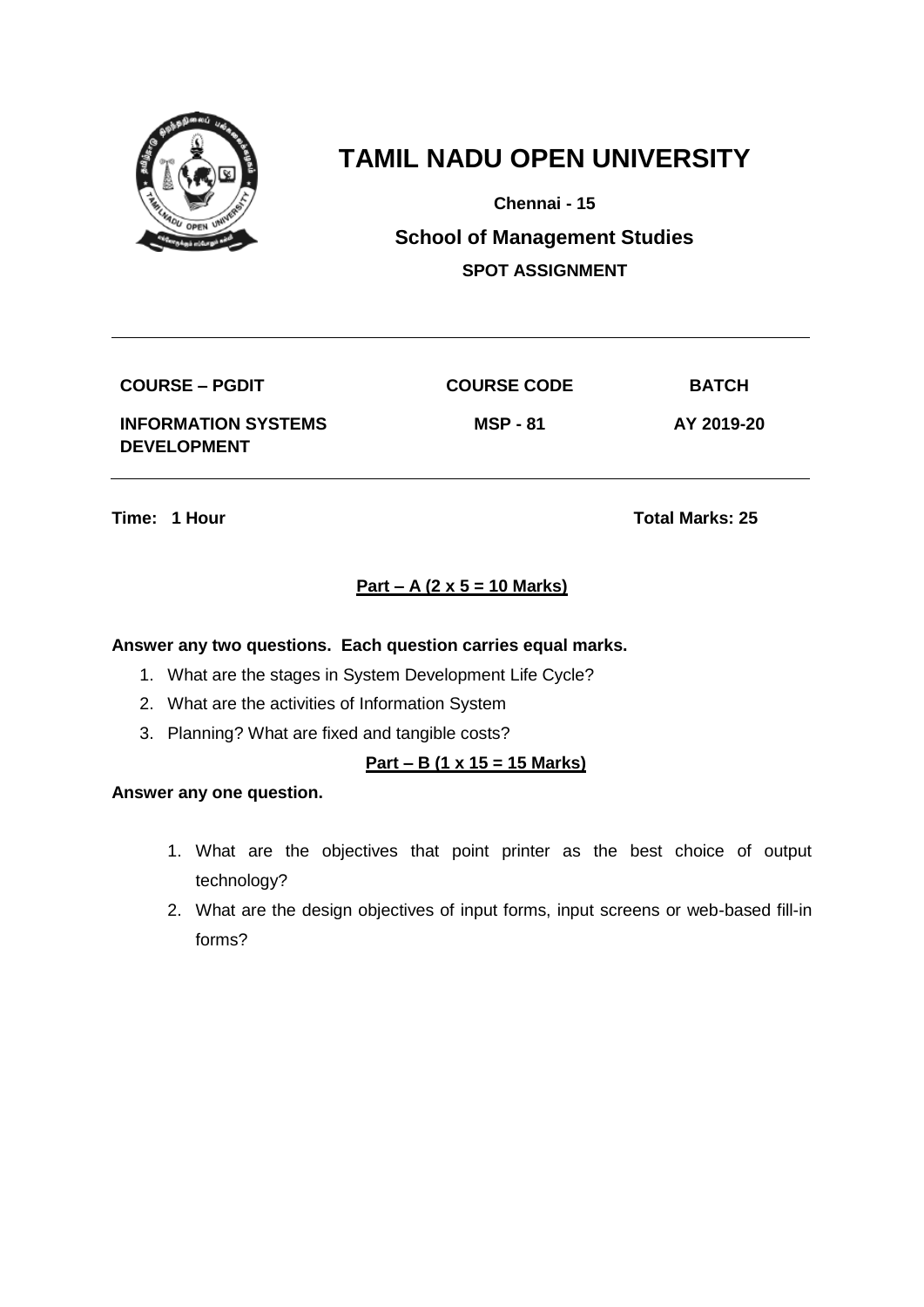# TAMIL NADU OPEN UNIVERSITY

**Chennai - 15**

**School of Management Studies**

**SPOT ASSIGNMENT**

| COURSE – PGDIT | COURSE CODE | BATCH |
|---|---|---|
| INFORMATION SYSTEMS DEVELOPMENT | MSP - 81 | AY 2019-20 |

**Time: 1 Hour** **Total Marks: 25**

**Part – A (2 x 5 = 10 Marks)**

**Answer any two questions. Each question carries equal marks.**

1. What are the stages in System Development Life Cycle?
2. What are the activities of Information System
3. Planning? What are fixed and tangible costs?

**Part – B (1 x 15 = 15 Marks)**

**Answer any one question.**

1. What are the objectives that point printer as the best choice of output technology?
2. What are the design objectives of input forms, input screens or web-based fill-in forms?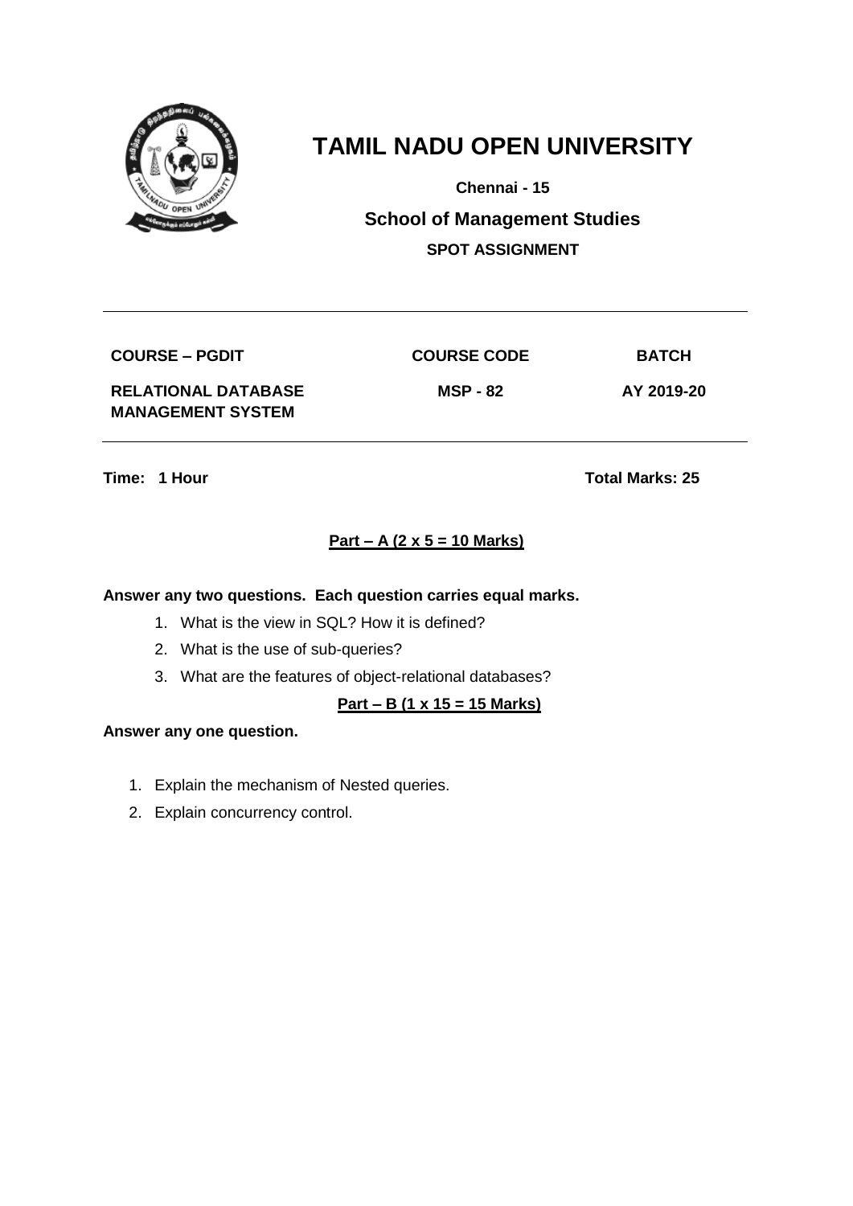# TAMIL NADU OPEN UNIVERSITY

**Chennai - 15**

## School of Management Studies

**SPOT ASSIGNMENT**

| COURSE – PGDIT | COURSE CODE | BATCH |
|---|---|---|
| **RELATIONAL DATABASE MANAGEMENT SYSTEM** | **MSP - 82** | **AY 2019-20** |

**Time: 1 Hour** **Total Marks: 25**

**Part – A (2 x 5 = 10 Marks)**

**Answer any two questions. Each question carries equal marks.**

1. What is the view in SQL? How it is defined?
2. What is the use of sub-queries?
3. What are the features of object-relational databases?

**Part – B (1 x 15 = 15 Marks)**

**Answer any one question.**

1. Explain the mechanism of Nested queries.
2. Explain concurrency control.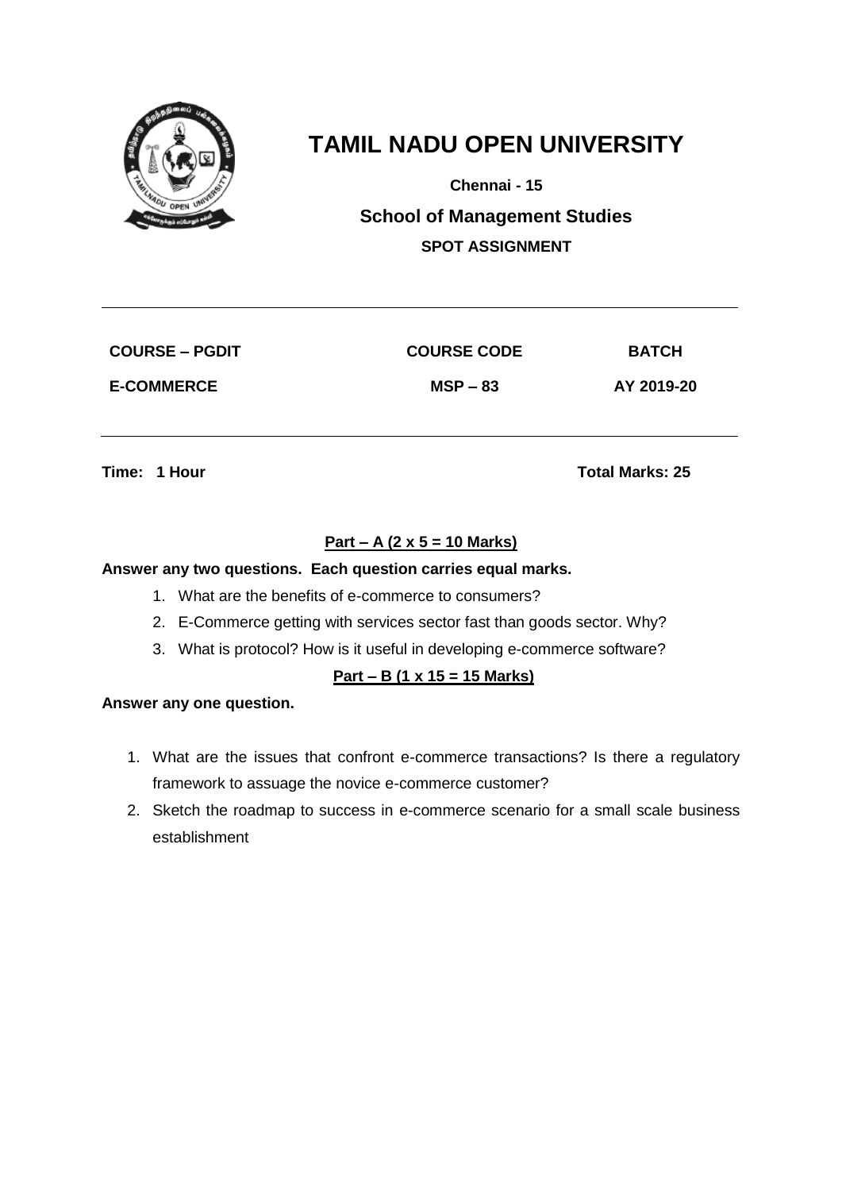# TAMIL NADU OPEN UNIVERSITY

**Chennai - 15**

## School of Management Studies

**SPOT ASSIGNMENT**

| COURSE – PGDIT | COURSE CODE | BATCH |
|---|---|---|
| E-COMMERCE | MSP – 83 | AY 2019-20 |

**Time: 1 Hour** **Total Marks: 25**

**Part – A (2 x 5 = 10 Marks)**

**Answer any two questions. Each question carries equal marks.**

1. What are the benefits of e-commerce to consumers?
2. E-Commerce getting with services sector fast than goods sector. Why?
3. What is protocol? How is it useful in developing e-commerce software?

**Part – B (1 x 15 = 15 Marks)**

**Answer any one question.**

1. What are the issues that confront e-commerce transactions? Is there a regulatory framework to assuage the novice e-commerce customer?
2. Sketch the roadmap to success in e-commerce scenario for a small scale business establishment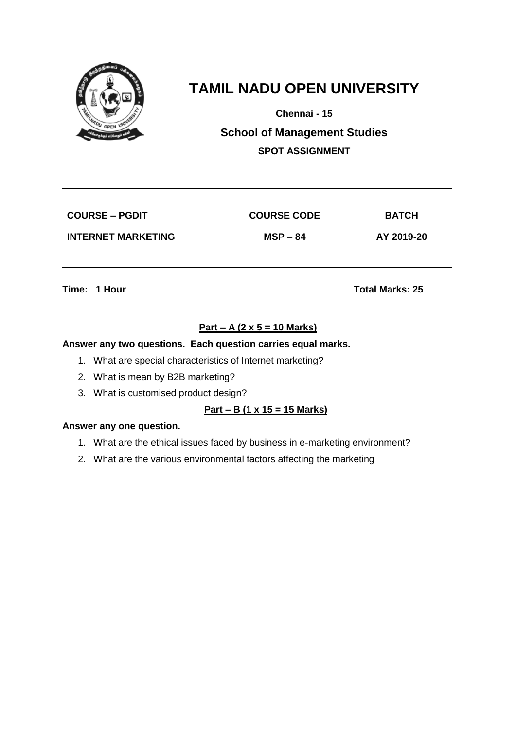# TAMIL NADU OPEN UNIVERSITY

**Chennai - 15**

## School of Management Studies

**SPOT ASSIGNMENT**

---

| | | |
|---|---|---|
| **COURSE – PGDIT** | **COURSE CODE** | **BATCH** |
| **INTERNET MARKETING** | **MSP – 84** | **AY 2019-20** |

---

**Time: 1 Hour** **Total Marks: 25**

**Part – A (2 x 5 = 10 Marks)**

**Answer any two questions. Each question carries equal marks.**

1. What are special characteristics of Internet marketing?
2. What is mean by B2B marketing?
3. What is customised product design?

**Part – B (1 x 15 = 15 Marks)**

**Answer any one question.**

1. What are the ethical issues faced by business in e-marketing environment?
2. What are the various environmental factors affecting the marketing